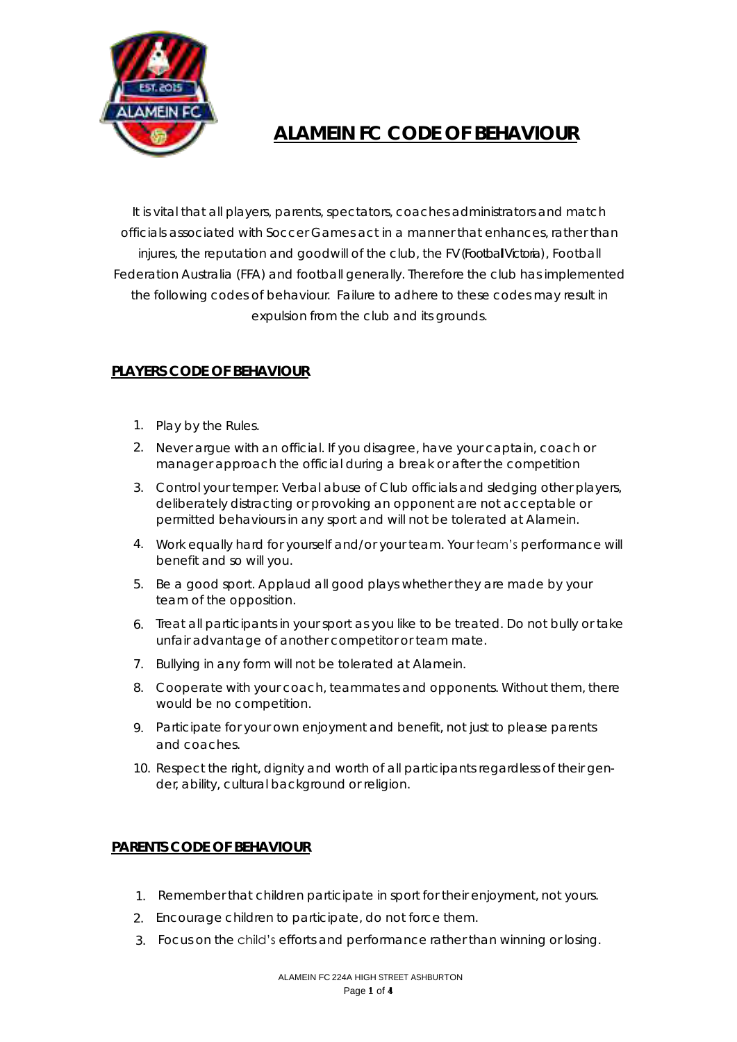# ALAMEIN FC CODE OF BEHAVIOUR

It is vital that all players, parents, spectators, coaches administrators and match officials associated with Soccer Games act in a manner that enhances, rather than injures, the reputation and goodwill of the club, the FV (Football Victoria), Football Federation Australia (FFA) and football generally. Therefore the club has implemented the following codes of behaviour. Failure to adhere to these codes may result in expulsion from the club and its grounds.

## PLAYERS CODE OF BEHAVIOUR

1. Play by the Rules.
2. Never argue with an official. If you disagree, have your captain, coach or manager approach the official during a break or after the competition
3. Control your temper. Verbal abuse of Club officials and sledging other players, deliberately distracting or provoking an opponent are not acceptable or permitted behaviours in any sport and will not be tolerated at Alamein.
4. Work equally hard for yourself and/or your team. Your team's performance will benefit and so will you.
5. Be a good sport. Applaud all good plays whether they are made by your team of the opposition.
6. Treat all participants in your sport as you like to be treated. Do not bully or take unfair advantage of another competitor or team mate.
7. Bullying in any form will not be tolerated at Alamein.
8. Cooperate with your coach, teammates and opponents. Without them, there would be no competition.
9. Participate for your own enjoyment and benefit, not just to please parents and coaches.
10. Respect the right, dignity and worth of all participants regardless of their gender, ability, cultural background or religion.

## PARENTS CODE OF BEHAVIOUR

1. Remember that children participate in sport for their enjoyment, not yours.
2. Encourage children to participate, do not force them.
3. Focus on the child's efforts and performance rather than winning or losing.

ALAMEIN FC 224A HIGH STREET ASHBURTON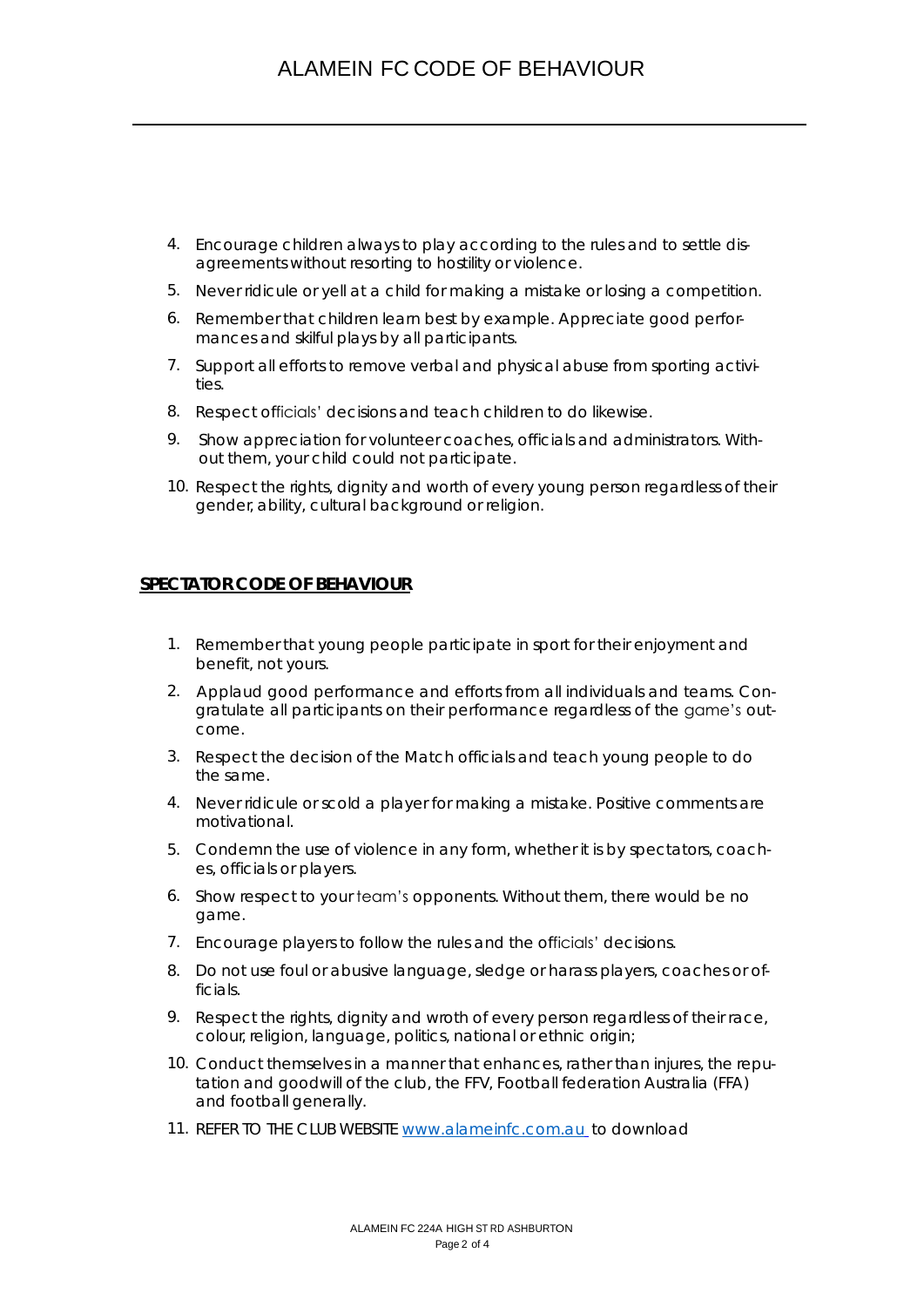4. Encourage children always to play according to the rules and to settle disagreements without resorting to hostility or violence.
5. Never ridicule or yell at a child for making a mistake or losing a competition.
6. Remember that children learn best by example. Appreciate good performances and skilful plays by all participants.
7. Support all efforts to remove verbal and physical abuse from sporting activities.
8. Respect officials' decisions and teach children to do likewise.
9. Show appreciation for volunteer coaches, officials and administrators. Without them, your child could not participate.
10. Respect the rights, dignity and worth of every young person regardless of their gender, ability, cultural background or religion.

## SPECTATOR CODE OF BEHAVIOUR

1. Remember that young people participate in sport for their enjoyment and benefit, not yours.
2. Applaud good performance and efforts from all individuals and teams. Congratulate all participants on their performance regardless of the game's outcome.
3. Respect the decision of the Match officials and teach young people to do the same.
4. Never ridicule or scold a player for making a mistake. Positive comments are motivational.
5. Condemn the use of violence in any form, whether it is by spectators, coaches, officials or players.
6. Show respect to your team's opponents. Without them, there would be no game.
7. Encourage players to follow the rules and the officials' decisions.
8. Do not use foul or abusive language, sledge or harass players, coaches or officials.
9. Respect the rights, dignity and wroth of every person regardless of their race, colour, religion, language, politics, national or ethnic origin;
10. Conduct themselves in a manner that enhances, rather than injures, the reputation and goodwill of the club, the FFV, Football federation Australia (FFA) and football generally.
11. REFER TO THE CLUB WEBSITE www.alameinfc.com.au to download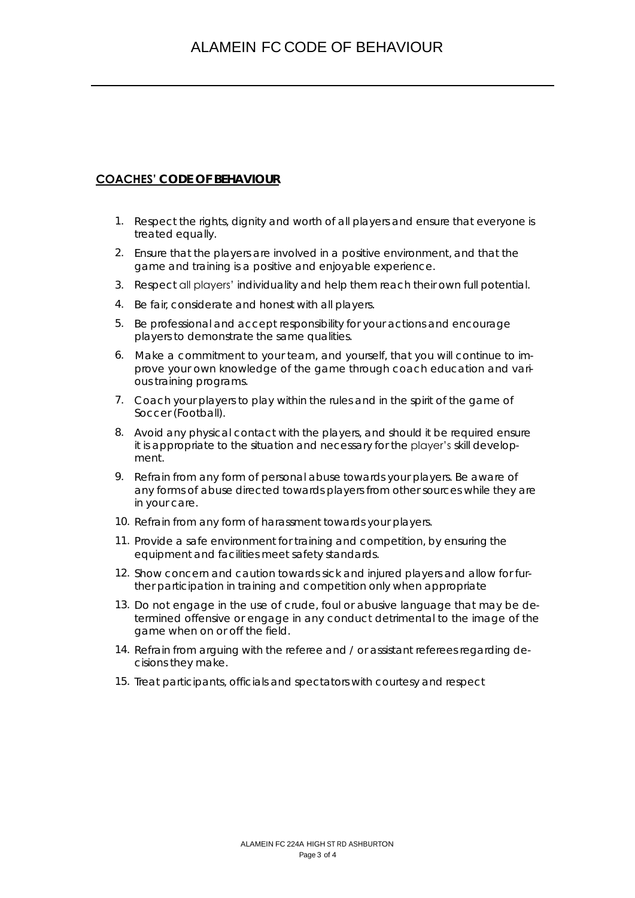## COACHES' CODE OF BEHAVIOUR

1. Respect the rights, dignity and worth of all players and ensure that everyone is treated equally.
2. Ensure that the players are involved in a positive environment, and that the game and training is a positive and enjoyable experience.
3. Respect all players' individuality and help them reach their own full potential.
4. Be fair, considerate and honest with all players.
5. Be professional and accept responsibility for your actions and encourage players to demonstrate the same qualities.
6. Make a commitment to your team, and yourself, that you will continue to improve your own knowledge of the game through coach education and various training programs.
7. Coach your players to play within the rules and in the spirit of the game of Soccer (Football).
8. Avoid any physical contact with the players, and should it be required ensure it is appropriate to the situation and necessary for the player's skill development.
9. Refrain from any form of personal abuse towards your players. Be aware of any forms of abuse directed towards players from other sources while they are in your care.
10. Refrain from any form of harassment towards your players.
11. Provide a safe environment for training and competition, by ensuring the equipment and facilities meet safety standards.
12. Show concern and caution towards sick and injured players and allow for further participation in training and competition only when appropriate
13. Do not engage in the use of crude, foul or abusive language that may be determined offensive or engage in any conduct detrimental to the image of the game when on or off the field.
14. Refrain from arguing with the referee and / or assistant referees regarding decisions they make.
15. Treat participants, officials and spectators with courtesy and respect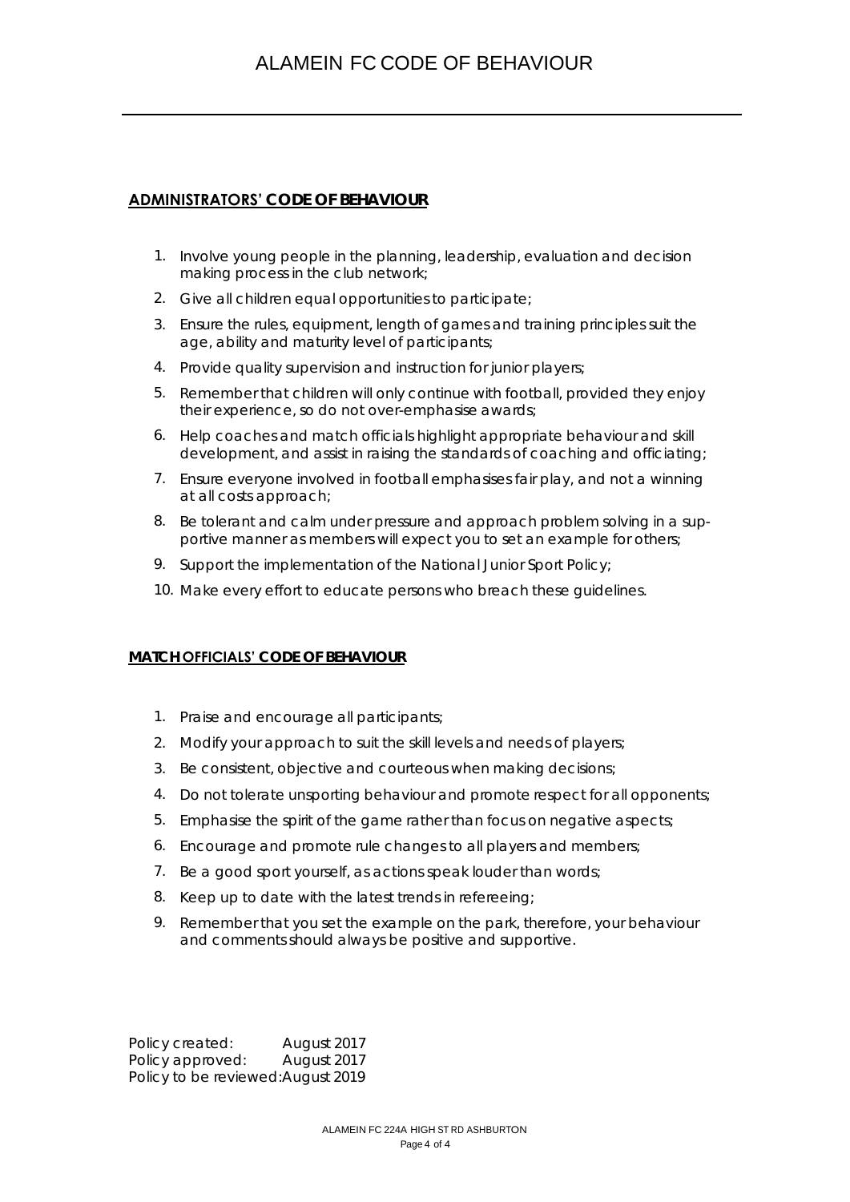# ALAMEIN FC CODE OF BEHAVIOUR

## ADMINISTRATORS' CODE OF BEHAVIOUR

1. Involve young people in the planning, leadership, evaluation and decision making process in the club network;
2. Give all children equal opportunities to participate;
3. Ensure the rules, equipment, length of games and training principles suit the age, ability and maturity level of participants;
4. Provide quality supervision and instruction for junior players;
5. Remember that children will only continue with football, provided they enjoy their experience, so do not over-emphasise awards;
6. Help coaches and match officials highlight appropriate behaviour and skill development, and assist in raising the standards of coaching and officiating;
7. Ensure everyone involved in football emphasises fair play, and not a winning at all costs approach;
8. Be tolerant and calm under pressure and approach problem solving in a supportive manner as members will expect you to set an example for others;
9. Support the implementation of the National Junior Sport Policy;
10. Make every effort to educate persons who breach these guidelines.

## MATCH OFFICIALS' CODE OF BEHAVIOUR

1. Praise and encourage all participants;
2. Modify your approach to suit the skill levels and needs of players;
3. Be consistent, objective and courteous when making decisions;
4. Do not tolerate unsporting behaviour and promote respect for all opponents;
5. Emphasise the spirit of the game rather than focus on negative aspects;
6. Encourage and promote rule changes to all players and members;
7. Be a good sport yourself, as actions speak louder than words;
8. Keep up to date with the latest trends in refereeing;
9. Remember that you set the example on the park, therefore, your behaviour and comments should always be positive and supportive.

Policy created: August 2017
Policy approved: August 2017
Policy to be reviewed: August 2019

ALAMEIN FC 224A HIGH ST RD ASHBURTON